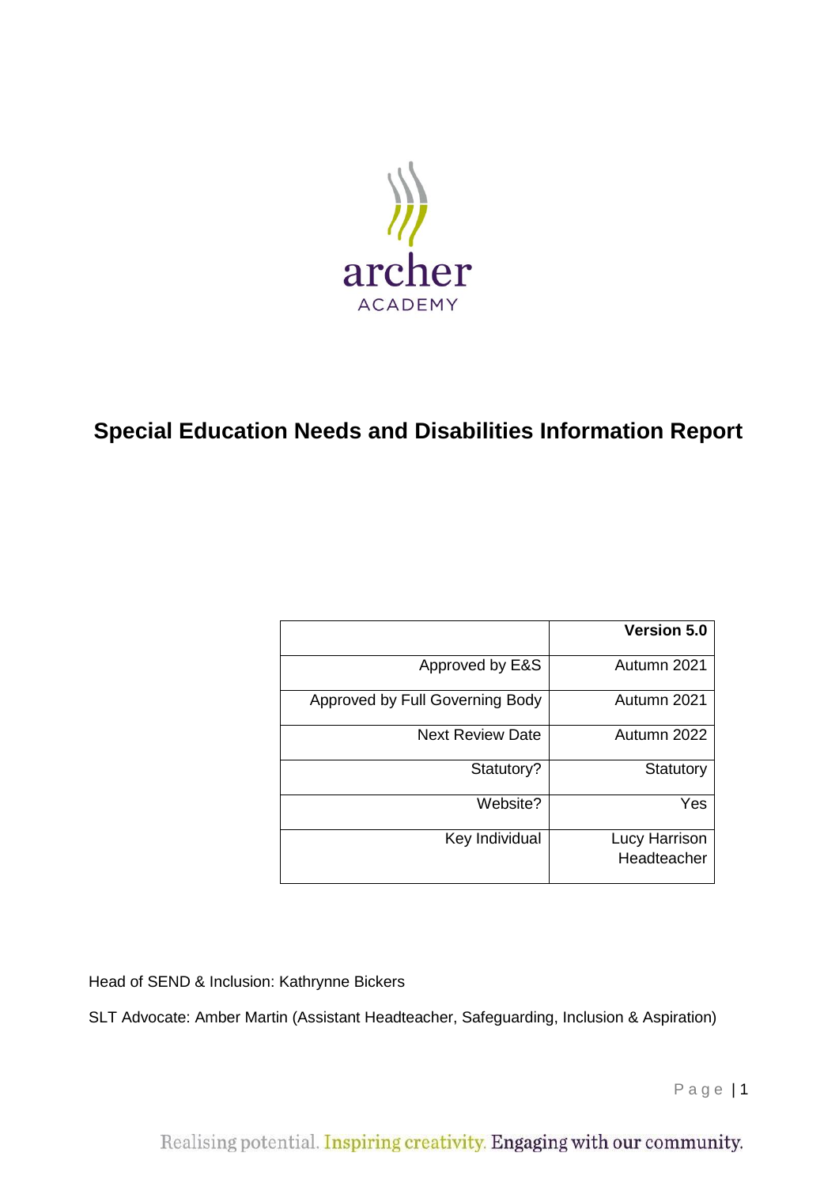archer
ACADEMY

# Special Education Needs and Disabilities Information Report

| | Version 5.0 |
|---:|---:|
| Approved by E&S | Autumn 2021 |
| Approved by Full Governing Body | Autumn 2021 |
| Next Review Date | Autumn 2022 |
| Statutory? | Statutory |
| Website? | Yes |
| Key Individual | Lucy Harrison Headteacher |

Head of SEND & Inclusion: Kathrynne Bickers

SLT Advocate: Amber Martin (Assistant Headteacher, Safeguarding, Inclusion & Aspiration)

Realising potential. Inspiring creativity. Engaging with our community.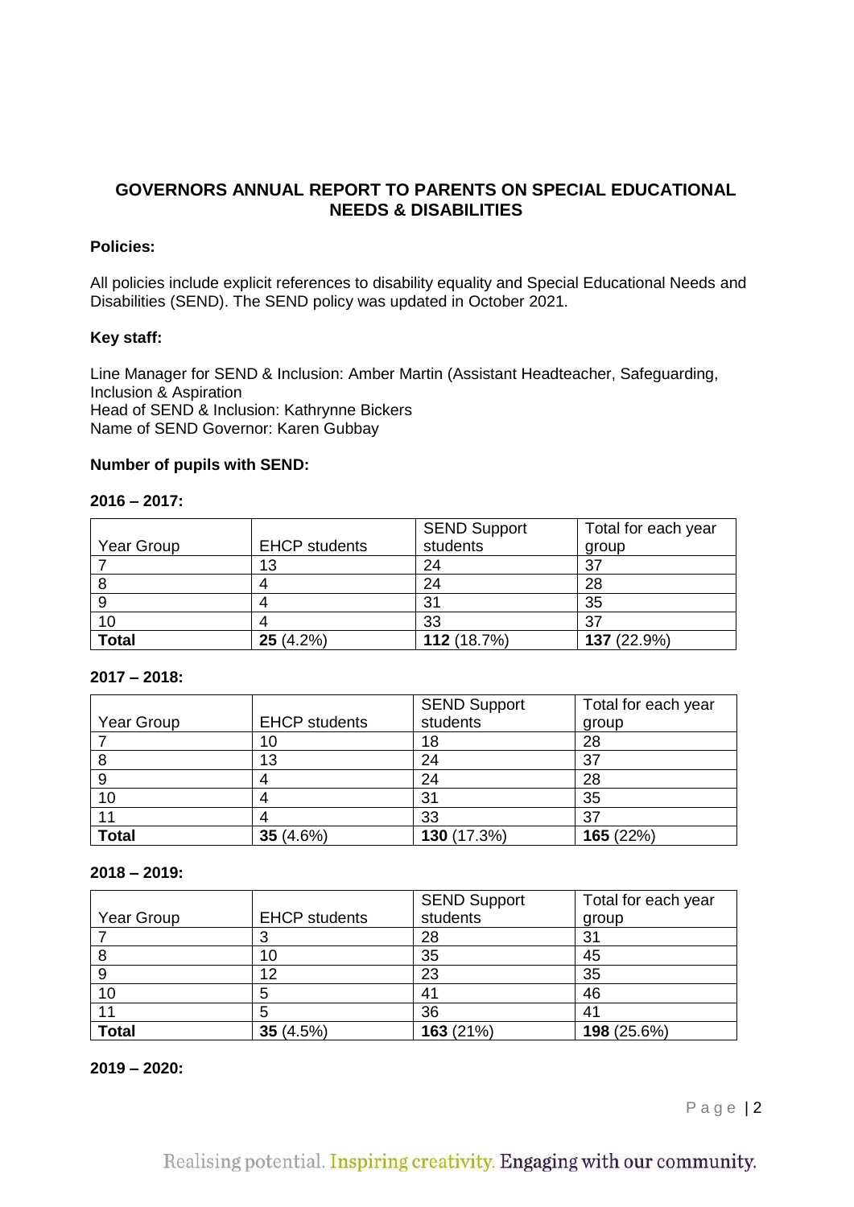## GOVERNORS ANNUAL REPORT TO PARENTS ON SPECIAL EDUCATIONAL NEEDS & DISABILITIES

**Policies:**

All policies include explicit references to disability equality and Special Educational Needs and Disabilities (SEND). The SEND policy was updated in October 2021.

**Key staff:**

Line Manager for SEND & Inclusion: Amber Martin (Assistant Headteacher, Safeguarding, Inclusion & Aspiration
Head of SEND & Inclusion: Kathrynne Bickers
Name of SEND Governor: Karen Gubbay

**Number of pupils with SEND:**

**2016 – 2017:**

| Year Group | EHCP students | SEND Support students | Total for each year group |
|---|---|---|---|
| 7 | 13 | 24 | 37 |
| 8 | 4 | 24 | 28 |
| 9 | 4 | 31 | 35 |
| 10 | 4 | 33 | 37 |
| **Total** | **25** (4.2%) | **112** (18.7%) | **137** (22.9%) |

**2017 – 2018:**

| Year Group | EHCP students | SEND Support students | Total for each year group |
|---|---|---|---|
| 7 | 10 | 18 | 28 |
| 8 | 13 | 24 | 37 |
| 9 | 4 | 24 | 28 |
| 10 | 4 | 31 | 35 |
| 11 | 4 | 33 | 37 |
| **Total** | **35** (4.6%) | **130** (17.3%) | **165** (22%) |

**2018 – 2019:**

| Year Group | EHCP students | SEND Support students | Total for each year group |
|---|---|---|---|
| 7 | 3 | 28 | 31 |
| 8 | 10 | 35 | 45 |
| 9 | 12 | 23 | 35 |
| 10 | 5 | 41 | 46 |
| 11 | 5 | 36 | 41 |
| **Total** | **35** (4.5%) | **163** (21%) | **198** (25.6%) |

**2019 – 2020:**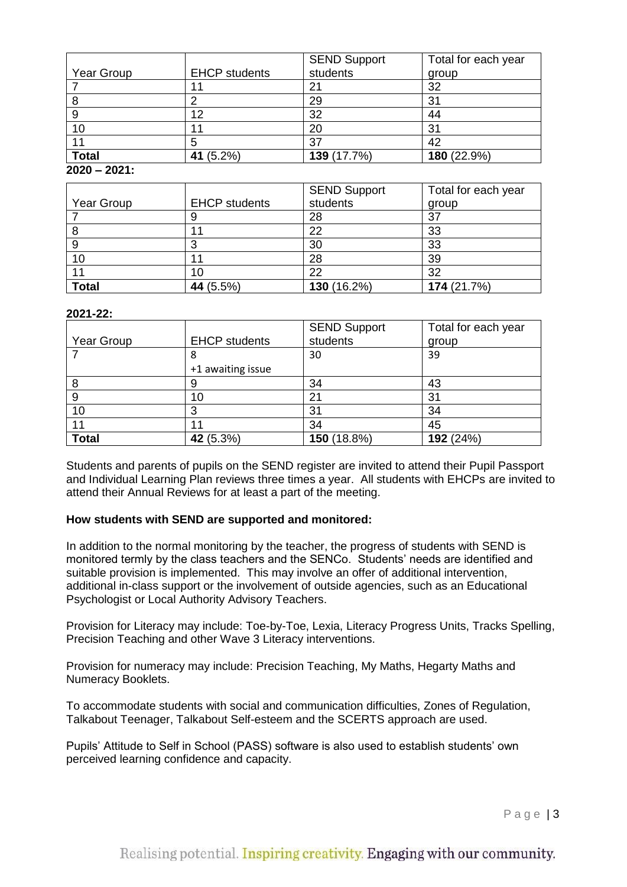| Year Group | EHCP students | SEND Support students | Total for each year group |
|---|---|---|---|
| 7 | 11 | 21 | 32 |
| 8 | 2 | 29 | 31 |
| 9 | 12 | 32 | 44 |
| 10 | 11 | 20 | 31 |
| 11 | 5 | 37 | 42 |
| **Total** | **41** (5.2%) | **139** (17.7%) | **180** (22.9%) |

**2020 – 2021:**

| Year Group | EHCP students | SEND Support students | Total for each year group |
|---|---|---|---|
| 7 | 9 | 28 | 37 |
| 8 | 11 | 22 | 33 |
| 9 | 3 | 30 | 33 |
| 10 | 11 | 28 | 39 |
| 11 | 10 | 22 | 32 |
| **Total** | **44** (5.5%) | **130** (16.2%) | **174** (21.7%) |

**2021-22:**

| Year Group | EHCP students | SEND Support students | Total for each year group |
|---|---|---|---|
| 7 | 8<br>+1 awaiting issue | 30 | 39 |
| 8 | 9 | 34 | 43 |
| 9 | 10 | 21 | 31 |
| 10 | 3 | 31 | 34 |
| 11 | 11 | 34 | 45 |
| **Total** | **42** (5.3%) | **150** (18.8%) | **192** (24%) |

Students and parents of pupils on the SEND register are invited to attend their Pupil Passport and Individual Learning Plan reviews three times a year. All students with EHCPs are invited to attend their Annual Reviews for at least a part of the meeting.

**How students with SEND are supported and monitored:**

In addition to the normal monitoring by the teacher, the progress of students with SEND is monitored termly by the class teachers and the SENCo. Students' needs are identified and suitable provision is implemented. This may involve an offer of additional intervention, additional in-class support or the involvement of outside agencies, such as an Educational Psychologist or Local Authority Advisory Teachers.

Provision for Literacy may include: Toe-by-Toe, Lexia, Literacy Progress Units, Tracks Spelling, Precision Teaching and other Wave 3 Literacy interventions.

Provision for numeracy may include: Precision Teaching, My Maths, Hegarty Maths and Numeracy Booklets.

To accommodate students with social and communication difficulties, Zones of Regulation, Talkabout Teenager, Talkabout Self-esteem and the SCERTS approach are used.

Pupils' Attitude to Self in School (PASS) software is also used to establish students' own perceived learning confidence and capacity.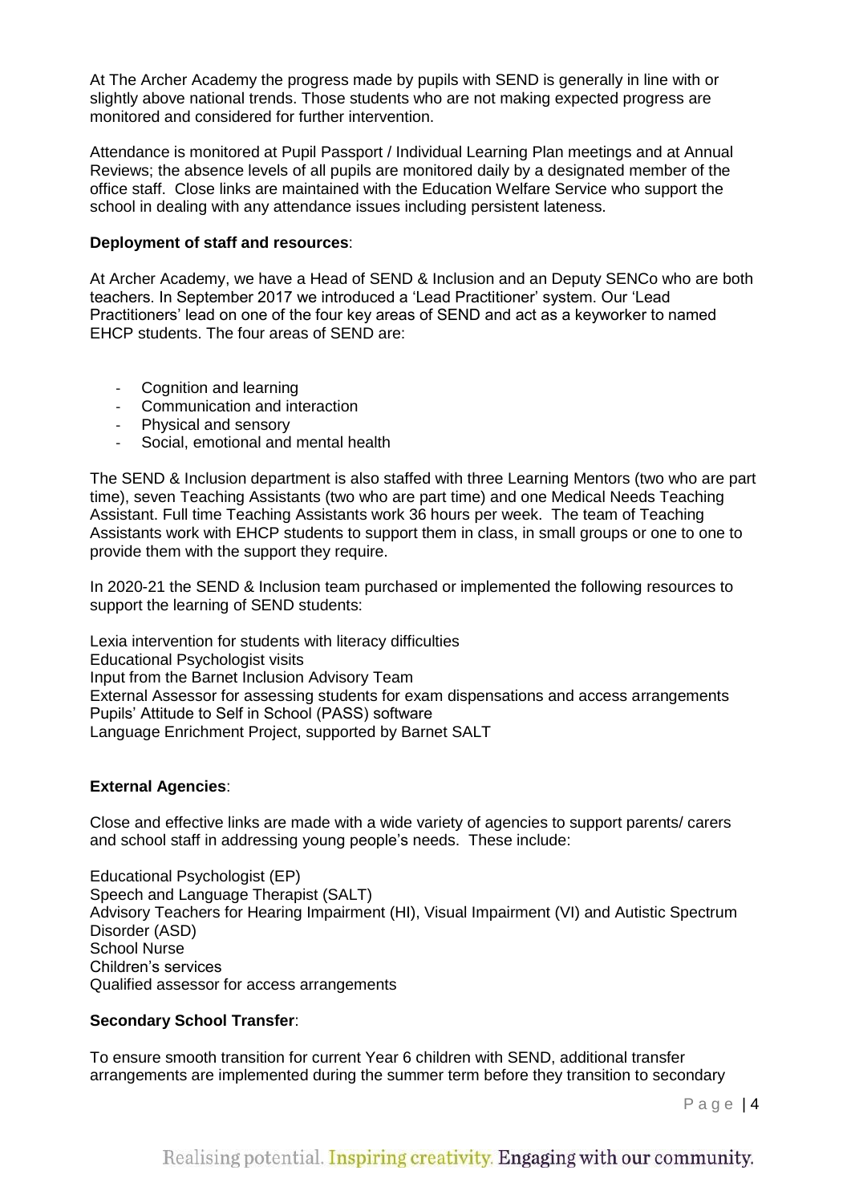At The Archer Academy the progress made by pupils with SEND is generally in line with or slightly above national trends. Those students who are not making expected progress are monitored and considered for further intervention.

Attendance is monitored at Pupil Passport / Individual Learning Plan meetings and at Annual Reviews; the absence levels of all pupils are monitored daily by a designated member of the office staff. Close links are maintained with the Education Welfare Service who support the school in dealing with any attendance issues including persistent lateness.

**Deployment of staff and resources**:

At Archer Academy, we have a Head of SEND & Inclusion and an Deputy SENCo who are both teachers. In September 2017 we introduced a 'Lead Practitioner' system. Our 'Lead Practitioners' lead on one of the four key areas of SEND and act as a keyworker to named EHCP students. The four areas of SEND are:

- Cognition and learning
- Communication and interaction
- Physical and sensory
- Social, emotional and mental health

The SEND & Inclusion department is also staffed with three Learning Mentors (two who are part time), seven Teaching Assistants (two who are part time) and one Medical Needs Teaching Assistant. Full time Teaching Assistants work 36 hours per week. The team of Teaching Assistants work with EHCP students to support them in class, in small groups or one to one to provide them with the support they require.

In 2020-21 the SEND & Inclusion team purchased or implemented the following resources to support the learning of SEND students:

Lexia intervention for students with literacy difficulties
Educational Psychologist visits
Input from the Barnet Inclusion Advisory Team
External Assessor for assessing students for exam dispensations and access arrangements
Pupils' Attitude to Self in School (PASS) software
Language Enrichment Project, supported by Barnet SALT

**External Agencies**:

Close and effective links are made with a wide variety of agencies to support parents/ carers and school staff in addressing young people's needs. These include:

Educational Psychologist (EP)
Speech and Language Therapist (SALT)
Advisory Teachers for Hearing Impairment (HI), Visual Impairment (VI) and Autistic Spectrum Disorder (ASD)
School Nurse
Children's services
Qualified assessor for access arrangements

**Secondary School Transfer**:

To ensure smooth transition for current Year 6 children with SEND, additional transfer arrangements are implemented during the summer term before they transition to secondary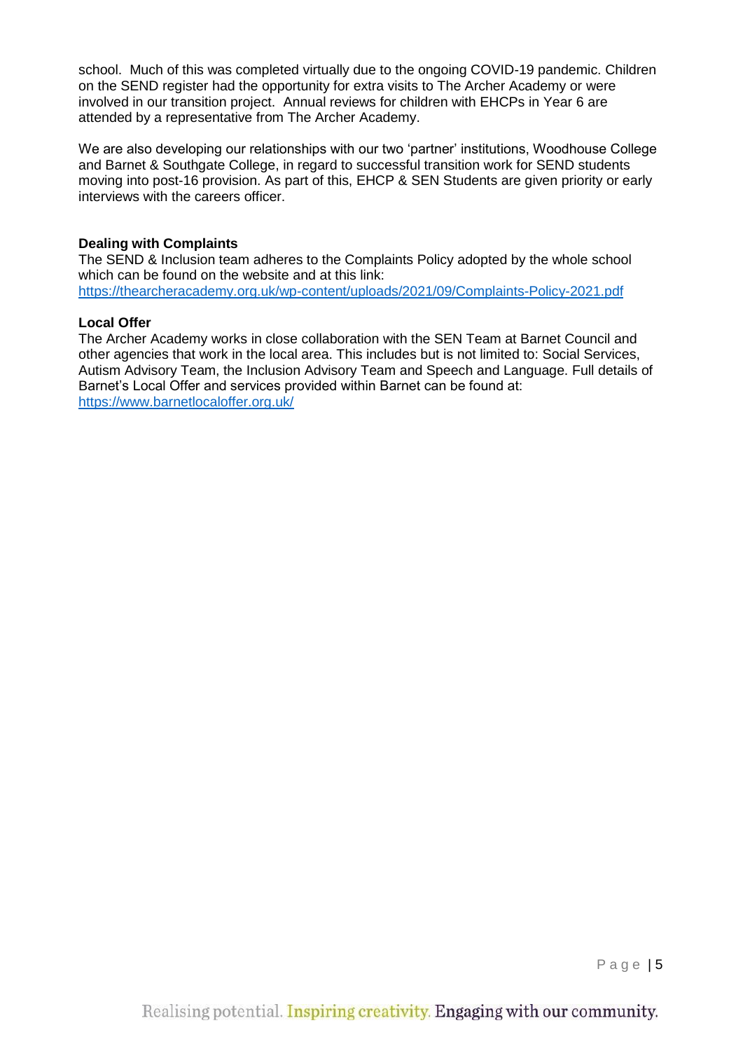school. Much of this was completed virtually due to the ongoing COVID-19 pandemic. Children on the SEND register had the opportunity for extra visits to The Archer Academy or were involved in our transition project. Annual reviews for children with EHCPs in Year 6 are attended by a representative from The Archer Academy.

We are also developing our relationships with our two 'partner' institutions, Woodhouse College and Barnet & Southgate College, in regard to successful transition work for SEND students moving into post-16 provision. As part of this, EHCP & SEN Students are given priority or early interviews with the careers officer.

**Dealing with Complaints**

The SEND & Inclusion team adheres to the Complaints Policy adopted by the whole school which can be found on the website and at this link:
https://thearcheracademy.org.uk/wp-content/uploads/2021/09/Complaints-Policy-2021.pdf

**Local Offer**

The Archer Academy works in close collaboration with the SEN Team at Barnet Council and other agencies that work in the local area. This includes but is not limited to: Social Services, Autism Advisory Team, the Inclusion Advisory Team and Speech and Language. Full details of Barnet's Local Offer and services provided within Barnet can be found at:
https://www.barnetlocaloffer.org.uk/